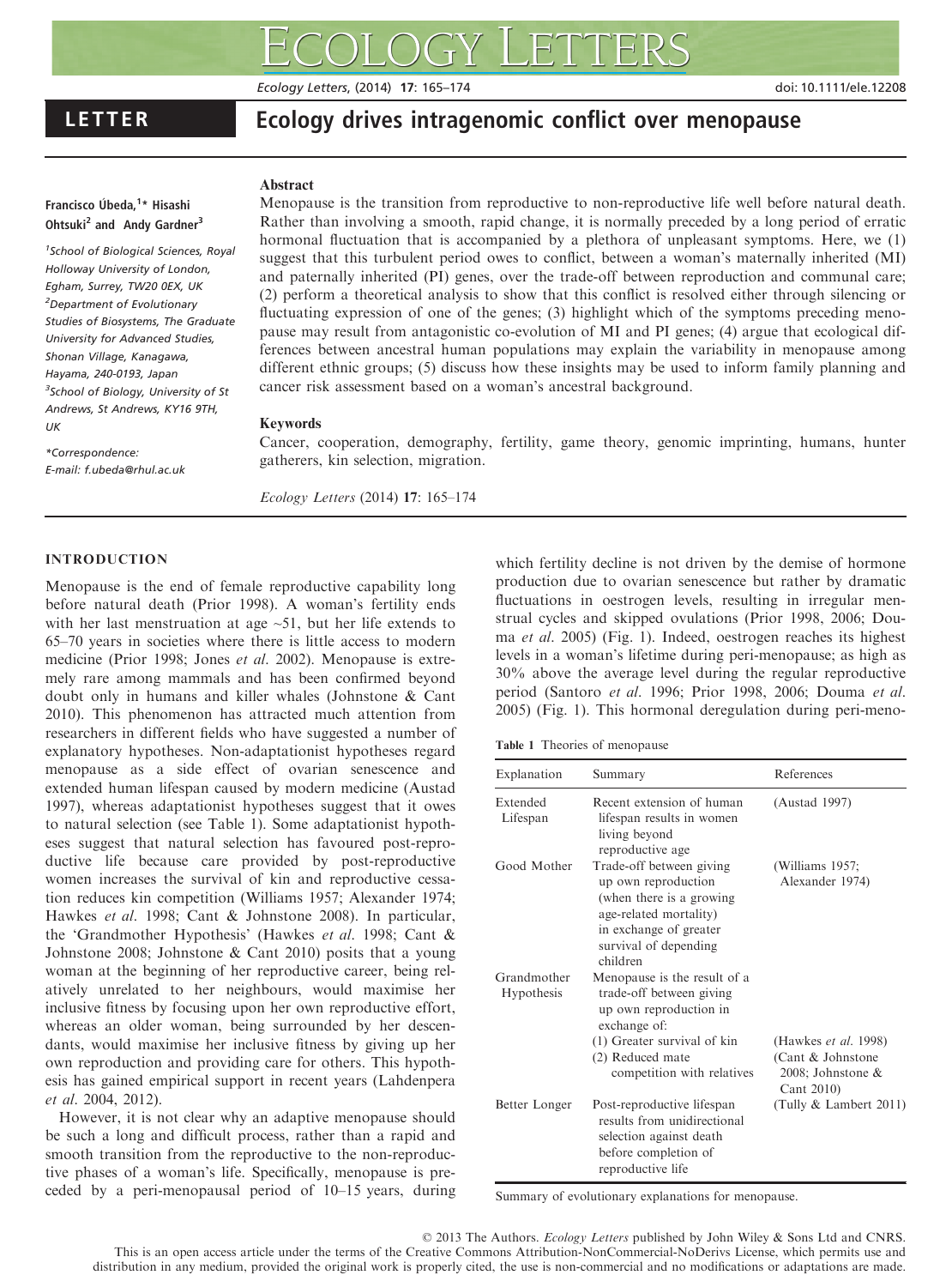# Ecology drives intragenomic conflict over menopause

LETTER

**Francisco Úbeda,[1]* Hisashi Ohtsuki[2] and Andy Gardner[3]**

[1]School of Biological Sciences, Royal Holloway University of London, Egham, Surrey, TW20 0EX, UK

[2]Department of Evolutionary Studies of Biosystems, The Graduate University for Advanced Studies, Shonan Village, Kanagawa, Hayama, 240-0193, Japan

[3]School of Biology, University of St Andrews, St Andrews, KY16 9TH, UK

*Correspondence: E-mail: f.ubeda@rhul.ac.uk

## Abstract

Menopause is the transition from reproductive to non-reproductive life well before natural death. Rather than involving a smooth, rapid change, it is normally preceded by a long period of erratic hormonal fluctuation that is accompanied by a plethora of unpleasant symptoms. Here, we (1) suggest that this turbulent period owes to conflict, between a woman's maternally inherited (MI) and paternally inherited (PI) genes, over the trade-off between reproduction and communal care; (2) perform a theoretical analysis to show that this conflict is resolved either through silencing or fluctuating expression of one of the genes; (3) highlight which of the symptoms preceding menopause may result from antagonistic co-evolution of MI and PI genes; (4) argue that ecological differences between ancestral human populations may explain the variability in menopause among different ethnic groups; (5) discuss how these insights may be used to inform family planning and cancer risk assessment based on a woman's ancestral background.

## Keywords

Cancer, cooperation, demography, fertility, game theory, genomic imprinting, humans, hunter gatherers, kin selection, migration.

*Ecology Letters* (2014) **17**: 165–174

## INTRODUCTION

Menopause is the end of female reproductive capability long before natural death (Prior 1998). A woman's fertility ends with her last menstruation at age ~51, but her life extends to 65–70 years in societies where there is little access to modern medicine (Prior 1998; Jones *et al*. 2002). Menopause is extremely rare among mammals and has been confirmed beyond doubt only in humans and killer whales (Johnstone & Cant 2010). This phenomenon has attracted much attention from researchers in different fields who have suggested a number of explanatory hypotheses. Non-adaptationist hypotheses regard menopause as a side effect of ovarian senescence and extended human lifespan caused by modern medicine (Austad 1997), whereas adaptationist hypotheses suggest that it owes to natural selection (see Table 1). Some adaptationist hypotheses suggest that natural selection has favoured post-reproductive life because care provided by post-reproductive women increases the survival of kin and reproductive cessation reduces kin competition (Williams 1957; Alexander 1974; Hawkes *et al*. 1998; Cant & Johnstone 2008). In particular, the 'Grandmother Hypothesis' (Hawkes *et al*. 1998; Cant & Johnstone 2008; Johnstone & Cant 2010) posits that a young woman at the beginning of her reproductive career, being relatively unrelated to her neighbours, would maximise her inclusive fitness by focusing upon her own reproductive effort, whereas an older woman, being surrounded by her descendants, would maximise her inclusive fitness by giving up her own reproduction and providing care for others. This hypothesis has gained empirical support in recent years (Lahdenpera *et al*. 2004, 2012).

However, it is not clear why an adaptive menopause should be such a long and difficult process, rather than a rapid and smooth transition from the reproductive to the non-reproductive phases of a woman's life. Specifically, menopause is preceded by a peri-menopausal period of 10–15 years, during which fertility decline is not driven by the demise of hormone production due to ovarian senescence but rather by dramatic fluctuations in oestrogen levels, resulting in irregular menstrual cycles and skipped ovulations (Prior 1998, 2006; Douma *et al*. 2005) (Fig. 1). Indeed, oestrogen reaches its highest levels in a woman's lifetime during peri-menopause; as high as 30% above the average level during the regular reproductive period (Santoro *et al*. 1996; Prior 1998, 2006; Douma *et al*. 2005) (Fig. 1). This hormonal deregulation during peri-meno-

**Table 1** Theories of menopause

| Explanation | Summary | References |
|---|---|---|
| Extended Lifespan | Recent extension of human lifespan results in women living beyond reproductive age | (Austad 1997) |
| Good Mother | Trade-off between giving up own reproduction (when there is a growing age-related mortality) in exchange of greater survival of depending children | (Williams 1957; Alexander 1974) |
| Grandmother Hypothesis | Menopause is the result of a trade-off between giving up own reproduction in exchange of: | |
| | (1) Greater survival of kin | (Hawkes *et al*. 1998) |
| | (2) Reduced mate competition with relatives | (Cant & Johnstone 2008; Johnstone & Cant 2010) |
| Better Longer | Post-reproductive lifespan results from unidirectional selection against death before completion of reproductive life | (Tully & Lambert 2011) |

Summary of evolutionary explanations for menopause.

© 2013 The Authors. *Ecology Letters* published by John Wiley & Sons Ltd and CNRS.
This is an open access article under the terms of the Creative Commons Attribution-NonCommercial-NoDerivs License, which permits use and distribution in any medium, provided the original work is properly cited, the use is non-commercial and no modifications or adaptations are made.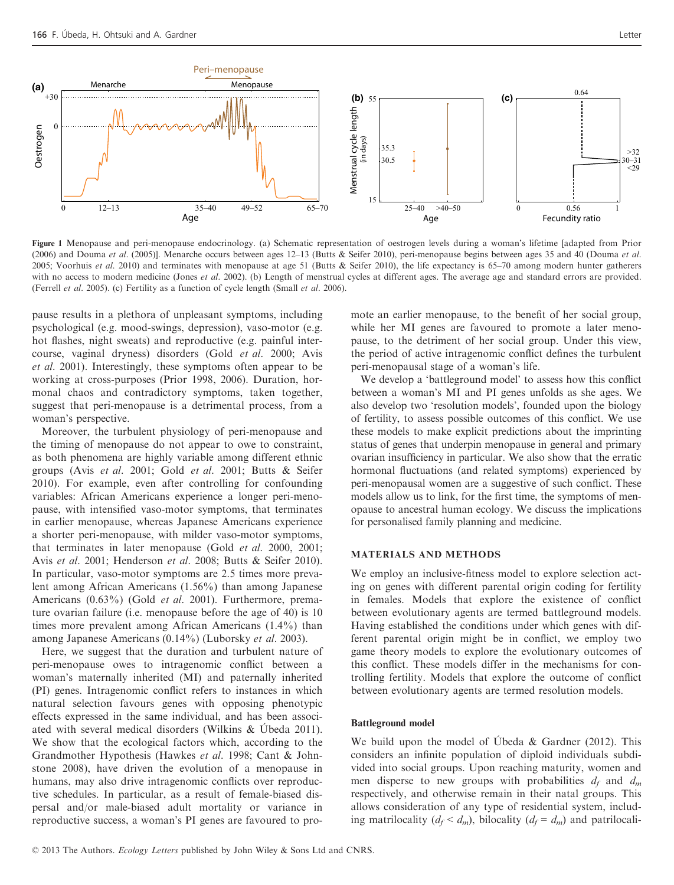(a)

Peri–menopause

Menarche

Menopause

Oestrogen

+30

0

0

12–13

35–40

49–52

65–70

Age

(b)

Menstrual cycle length (in days)

55

35.3

30.5

15

25–40

>40–50

Age

(c)

0.64

>32

30–31

<29

0

0.56

1

Fecundity ratio

Figure 1 Menopause and peri-menopause endocrinology. (a) Schematic representation of oestrogen levels during a woman's lifetime [adapted from Prior (2006) and Douma *et al.* (2005)]. Menarche occurs between ages 12–13 (Butts & Seifer 2010), peri-menopause begins between ages 35 and 40 (Douma *et al.* 2005; Voorhuis *et al.* 2010) and terminates with menopause at age 51 (Butts & Seifer 2010), the life expectancy is 65–70 among modern hunter gatherers with no access to modern medicine (Jones *et al.* 2002). (b) Length of menstrual cycles at different ages. The average age and standard errors are provided. (Ferrell *et al.* 2005). (c) Fertility as a function of cycle length (Small *et al.* 2006).

pause results in a plethora of unpleasant symptoms, including psychological (e.g. mood-swings, depression), vaso-motor (e.g. hot flashes, night sweats) and reproductive (e.g. painful intercourse, vaginal dryness) disorders (Gold *et al.* 2000; Avis *et al.* 2001). Interestingly, these symptoms often appear to be working at cross-purposes (Prior 1998, 2006). Duration, hormonal chaos and contradictory symptoms, taken together, suggest that peri-menopause is a detrimental process, from a woman's perspective.

Moreover, the turbulent physiology of peri-menopause and the timing of menopause do not appear to owe to constraint, as both phenomena are highly variable among different ethnic groups (Avis *et al.* 2001; Gold *et al.* 2001; Butts & Seifer 2010). For example, even after controlling for confounding variables: African Americans experience a longer peri-menopause, with intensified vaso-motor symptoms, that terminates in earlier menopause, whereas Japanese Americans experience a shorter peri-menopause, with milder vaso-motor symptoms, that terminates in later menopause (Gold *et al.* 2000, 2001; Avis *et al.* 2001; Henderson *et al.* 2008; Butts & Seifer 2010). In particular, vaso-motor symptoms are 2.5 times more prevalent among African Americans (1.56%) than among Japanese Americans (0.63%) (Gold *et al.* 2001). Furthermore, premature ovarian failure (i.e. menopause before the age of 40) is 10 times more prevalent among African Americans (1.4%) than among Japanese Americans (0.14%) (Luborsky *et al.* 2003).

Here, we suggest that the duration and turbulent nature of peri-menopause owes to intragenomic conflict between a woman's maternally inherited (MI) and paternally inherited (PI) genes. Intragenomic conflict refers to instances in which natural selection favours genes with opposing phenotypic effects expressed in the same individual, and has been associated with several medical disorders (Wilkins & Úbeda 2011). We show that the ecological factors which, according to the Grandmother Hypothesis (Hawkes *et al.* 1998; Cant & Johnstone 2008), have driven the evolution of a menopause in humans, may also drive intragenomic conflicts over reproductive schedules. In particular, as a result of female-biased dispersal and/or male-biased adult mortality or variance in reproductive success, a woman's PI genes are favoured to promote an earlier menopause, to the benefit of her social group, while her MI genes are favoured to promote a later menopause, to the detriment of her social group. Under this view, the period of active intragenomic conflict defines the turbulent peri-menopausal stage of a woman's life.

We develop a 'battleground model' to assess how this conflict between a woman's MI and PI genes unfolds as she ages. We also develop two 'resolution models', founded upon the biology of fertility, to assess possible outcomes of this conflict. We use these models to make explicit predictions about the imprinting status of genes that underpin menopause in general and primary ovarian insufficiency in particular. We also show that the erratic hormonal fluctuations (and related symptoms) experienced by peri-menopausal women are a suggestive of such conflict. These models allow us to link, for the first time, the symptoms of menopause to ancestral human ecology. We discuss the implications for personalised family planning and medicine.

## MATERIALS AND METHODS

We employ an inclusive-fitness model to explore selection acting on genes with different parental origin coding for fertility in females. Models that explore the existence of conflict between evolutionary agents are termed battleground models. Having established the conditions under which genes with different parental origin might be in conflict, we employ two game theory models to explore the evolutionary outcomes of this conflict. These models differ in the mechanisms for controlling fertility. Models that explore the outcome of conflict between evolutionary agents are termed resolution models.

### Battleground model

We build upon the model of Úbeda & Gardner (2012). This considers an infinite population of diploid individuals subdivided into social groups. Upon reaching maturity, women and men disperse to new groups with probabilities $d_f$ and $d_m$ respectively, and otherwise remain in their natal groups. This allows consideration of any type of residential system, including matrilocality ($d_f < d_m$), bilocality ($d_f = d_m$) and patrilocali-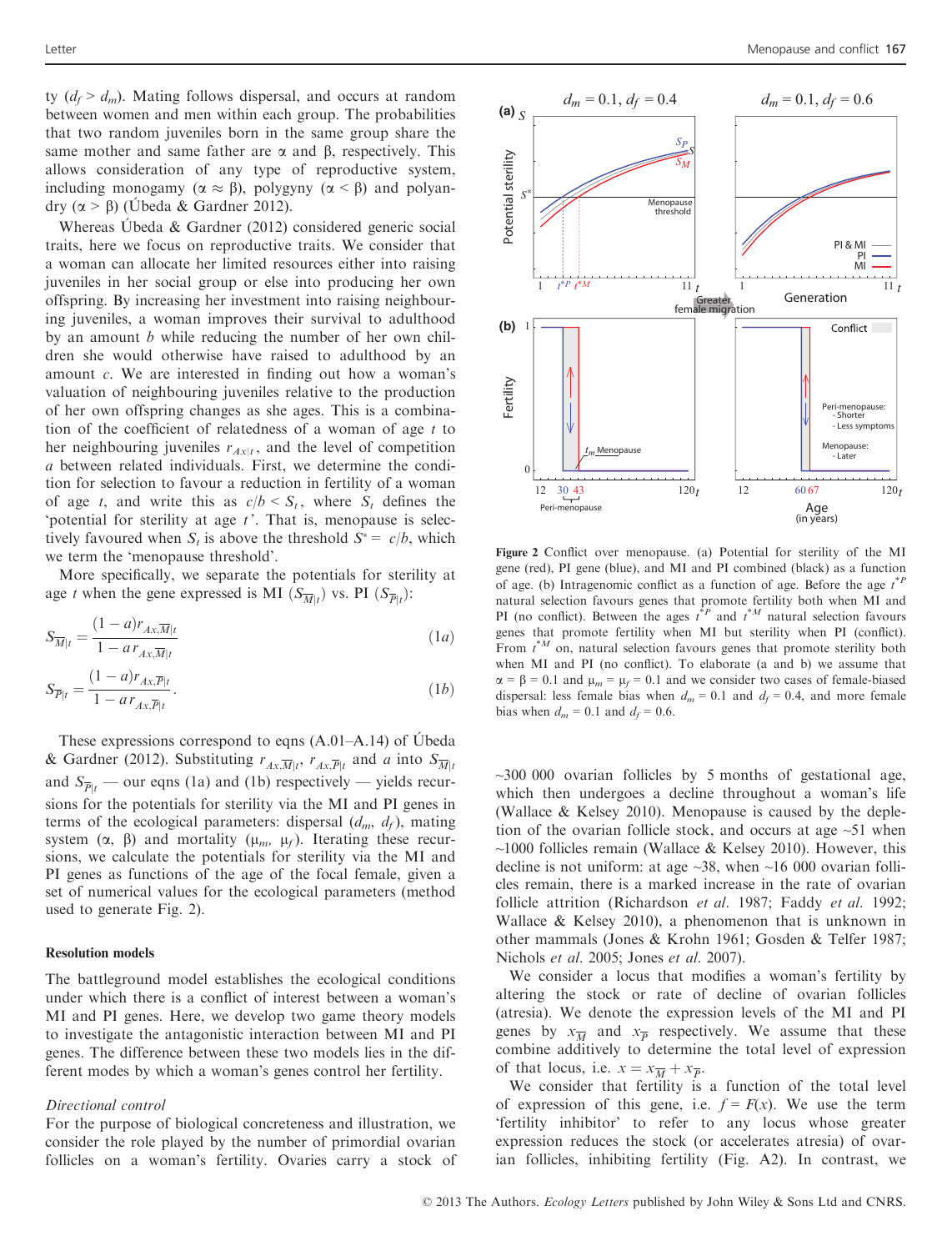ty ($d_f > d_m$). Mating follows dispersal, and occurs at random between women and men within each group. The probabilities that two random juveniles born in the same group share the same mother and same father are α and β, respectively. This allows consideration of any type of reproductive system, including monogamy (α ≈ β), polygyny (α < β) and polyandry (α > β) (Úbeda & Gardner 2012).

Whereas Úbeda & Gardner (2012) considered generic social traits, here we focus on reproductive traits. We consider that a woman can allocate her limited resources either into raising juveniles in her social group or else into producing her own offspring. By increasing her investment into raising neighbouring juveniles, a woman improves their survival to adulthood by an amount $b$ while reducing the number of her own children she would otherwise have raised to adulthood by an amount $c$. We are interested in finding out how a woman's valuation of neighbouring juveniles relative to the production of her own offspring changes as she ages. This is a combination of the coefficient of relatedness of a woman of age $t$ to her neighbouring juveniles $r_{Ax|t}$, and the level of competition $a$ between related individuals. First, we determine the condition for selection to favour a reduction in fertility of a woman of age $t$, and write this as $c/b < S_t$, where $S_t$ defines the 'potential for sterility at age $t$'. That is, menopause is selectively favoured when $S_t$ is above the threshold $S^* = c/b$, which we term the 'menopause threshold'.

More specifically, we separate the potentials for sterility at age $t$ when the gene expressed is MI ($S_{\overline{M}|t}$) vs. PI ($S_{\overline{P}|t}$):

$$S_{\overline{M}|t} = \frac{(1-a)r_{Ax,\overline{M}|t}}{1-ar_{Ax,\overline{M}|t}} \tag{1a}$$

$$S_{\overline{P}|t} = \frac{(1-a)r_{Ax,\overline{P}|t}}{1-ar_{Ax,\overline{P}|t}}. \tag{1b}$$

These expressions correspond to eqns (A.01–A.14) of Úbeda & Gardner (2012). Substituting $r_{Ax,\overline{M}|t}$, $r_{Ax,\overline{P}|t}$ and $a$ into $S_{\overline{M}|t}$ and $S_{\overline{P}|t}$ — our eqns (1a) and (1b) respectively — yields recursions for the potentials for sterility via the MI and PI genes in terms of the ecological parameters: dispersal ($d_m$, $d_f$), mating system (α, β) and mortality ($\mu_m$, $\mu_f$). Iterating these recursions, we calculate the potentials for sterility via the MI and PI genes as functions of the age of the focal female, given a set of numerical values for the ecological parameters (method used to generate Fig. 2).

### Resolution models

The battleground model establishes the ecological conditions under which there is a conflict of interest between a woman's MI and PI genes. Here, we develop two game theory models to investigate the antagonistic interaction between MI and PI genes. The difference between these two models lies in the different modes by which a woman's genes control her fertility.

#### *Directional control*

For the purpose of biological concreteness and illustration, we consider the role played by the number of primordial ovarian follicles on a woman's fertility. Ovaries carry a stock of ~300 000 ovarian follicles by 5 months of gestational age, which then undergoes a decline throughout a woman's life (Wallace & Kelsey 2010). Menopause is caused by the depletion of the ovarian follicle stock, and occurs at age ~51 when ~1000 follicles remain (Wallace & Kelsey 2010). However, this decline is not uniform: at age ~38, when ~16 000 ovarian follicles remain, there is a marked increase in the rate of ovarian follicle attrition (Richardson *et al.* 1987; Faddy *et al.* 1992; Wallace & Kelsey 2010), a phenomenon that is unknown in other mammals (Jones & Krohn 1961; Gosden & Telfer 1987; Nichols *et al.* 2005; Jones *et al.* 2007).

We consider a locus that modifies a woman's fertility by altering the stock or rate of decline of ovarian follicles (atresia). We denote the expression levels of the MI and PI genes by $x_{\overline{M}}$ and $x_{\overline{P}}$ respectively. We assume that these combine additively to determine the total level of expression of that locus, i.e. $x = x_{\overline{M}} + x_{\overline{P}}$.

We consider that fertility is a function of the total level of expression of this gene, i.e. $f = F(x)$. We use the term 'fertility inhibitor' to refer to any locus whose greater expression reduces the stock (or accelerates atresia) of ovarian follicles, inhibiting fertility (Fig. A2). In contrast, we

**Figure 2** Conflict over menopause. (a) Potential for sterility of the MI gene (red), PI gene (blue), and MI and PI combined (black) as a function of age. (b) Intragenomic conflict as a function of age. Before the age $t^{*P}$ natural selection favours genes that promote fertility both when MI and PI (no conflict). Between the ages $t^{*P}$ and $t^{*M}$ natural selection favours genes that promote fertility when MI but sterility when PI (conflict). From $t^{*M}$ on, natural selection favours genes that promote sterility both when MI and PI (no conflict). To elaborate (a and b) we assume that α = β = 0.1 and $\mu_m = \mu_f = 0.1$ and we consider two cases of female-biased dispersal: less female bias when $d_m = 0.1$ and $d_f = 0.4$, and more female bias when $d_m = 0.1$ and $d_f = 0.6$.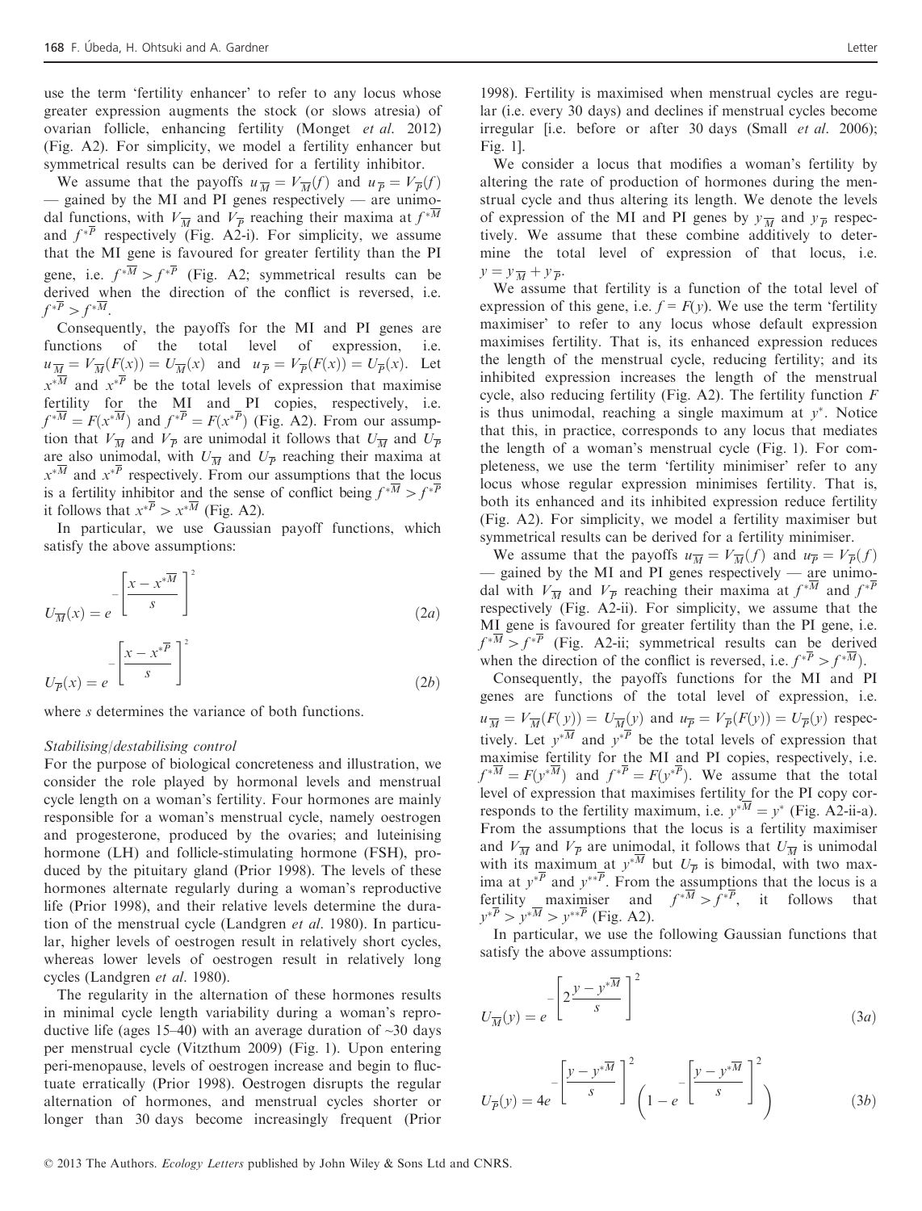use the term 'fertility enhancer' to refer to any locus whose greater expression augments the stock (or slows atresia) of ovarian follicle, enhancing fertility (Monget *et al.* 2012) (Fig. A2). For simplicity, we model a fertility enhancer but symmetrical results can be derived for a fertility inhibitor.

We assume that the payoffs $u_{\overline{M}} = V_{\overline{M}}(f)$ and $u_{\overline{P}} = V_{\overline{P}}(f)$ — gained by the MI and PI genes respectively — are unimodal functions, with $V_{\overline{M}}$ and $V_{\overline{P}}$ reaching their maxima at $f^{*\overline{M}}$ and $f^{*\overline{P}}$ respectively (Fig. A2-i). For simplicity, we assume that the MI gene is favoured for greater fertility than the PI gene, i.e. $f^{*\overline{M}} > f^{*\overline{P}}$ (Fig. A2; symmetrical results can be derived when the direction of the conflict is reversed, i.e. $f^{*\overline{P}} > f^{*\overline{M}}$.

Consequently, the payoffs for the MI and PI genes are functions of the total level of expression, i.e. $u_{\overline{M}} = V_{\overline{M}}(F(x)) = U_{\overline{M}}(x)$ and $u_{\overline{P}} = V_{\overline{P}}(F(x)) = U_{\overline{P}}(x)$. Let $x^{*\overline{M}}$ and $x^{*\overline{P}}$ be the total levels of expression that maximise fertility for the MI and PI copies, respectively, i.e. $f^{*\overline{M}} = F(x^{*\overline{M}})$ and $f^{*\overline{P}} = F(x^{*\overline{P}})$ (Fig. A2). From our assumption that $V_{\overline{M}}$ and $V_{\overline{P}}$ are unimodal it follows that $U_{\overline{M}}$ and $U_{\overline{P}}$ are also unimodal, with $U_{\overline{M}}$ and $U_{\overline{P}}$ reaching their maxima at $x^{*\overline{M}}$ and $x^{*\overline{P}}$ respectively. From our assumptions that the locus is a fertility inhibitor and the sense of conflict being $f^{*\overline{M}} > f^{*\overline{P}}$ it follows that $x^{*\overline{P}} > x^{*\overline{M}}$ (Fig. A2).

In particular, we use Gaussian payoff functions, which satisfy the above assumptions:

$$U_{\overline{M}}(x) = e^{-\left[\frac{x - x^{*\overline{M}}}{s}\right]^2} \tag{2a}$$

$$U_{\overline{P}}(x) = e^{-\left[\frac{x - x^{*\overline{P}}}{s}\right]^2} \tag{2b}$$

where $s$ determines the variance of both functions.

### Stabilising/destabilising control

For the purpose of biological concreteness and illustration, we consider the role played by hormonal levels and menstrual cycle length on a woman's fertility. Four hormones are mainly responsible for a woman's menstrual cycle, namely oestrogen and progesterone, produced by the ovaries; and luteinising hormone (LH) and follicle-stimulating hormone (FSH), produced by the pituitary gland (Prior 1998). The levels of these hormones alternate regularly during a woman's reproductive life (Prior 1998), and their relative levels determine the duration of the menstrual cycle (Landgren *et al.* 1980). In particular, higher levels of oestrogen result in relatively short cycles, whereas lower levels of oestrogen result in relatively long cycles (Landgren *et al.* 1980).

The regularity in the alternation of these hormones results in minimal cycle length variability during a woman's reproductive life (ages 15–40) with an average duration of ~30 days per menstrual cycle (Vitzthum 2009) (Fig. 1). Upon entering peri-menopause, levels of oestrogen increase and begin to fluctuate erratically (Prior 1998). Oestrogen disrupts the regular alternation of hormones, and menstrual cycles shorter or longer than 30 days become increasingly frequent (Prior 1998). Fertility is maximised when menstrual cycles are regular (i.e. every 30 days) and declines if menstrual cycles become irregular [i.e. before or after 30 days (Small *et al.* 2006); Fig. 1].

We consider a locus that modifies a woman's fertility by altering the rate of production of hormones during the menstrual cycle and thus altering its length. We denote the levels of expression of the MI and PI genes by $y_{\overline{M}}$ and $y_{\overline{P}}$ respectively. We assume that these combine additively to determine the total level of expression of that locus, i.e. $y = y_{\overline{M}} + y_{\overline{P}}$.

We assume that fertility is a function of the total level of expression of this gene, i.e. $f = F(y)$. We use the term 'fertility maximiser' to refer to any locus whose default expression maximises fertility. That is, its enhanced expression reduces the length of the menstrual cycle, reducing fertility; and its inhibited expression increases the length of the menstrual cycle, also reducing fertility (Fig. A2). The fertility function $F$ is thus unimodal, reaching a single maximum at $y^*$. Notice that this, in practice, corresponds to any locus that mediates the length of a woman's menstrual cycle (Fig. 1). For completeness, we use the term 'fertility minimiser' refer to any locus whose regular expression minimises fertility. That is, both its enhanced and its inhibited expression reduce fertility (Fig. A2). For simplicity, we model a fertility maximiser but symmetrical results can be derived for a fertility minimiser.

We assume that the payoffs $u_{\overline{M}} = V_{\overline{M}}(f)$ and $u_{\overline{P}} = V_{\overline{P}}(f)$ — gained by the MI and PI genes respectively — are unimodal with $V_{\overline{M}}$ and $V_{\overline{P}}$ reaching their maxima at $f^{*\overline{M}}$ and $f^{*\overline{P}}$ respectively (Fig. A2-ii). For simplicity, we assume that the MI gene is favoured for greater fertility than the PI gene, i.e. $f^{*\overline{M}} > f^{*\overline{P}}$ (Fig. A2-ii; symmetrical results can be derived when the direction of the conflict is reversed, i.e. $f^{*\overline{P}} > f^{*\overline{M}}$).

Consequently, the payoffs functions for the MI and PI genes are functions of the total level of expression, i.e. $u_{\overline{M}} = V_{\overline{M}}(F(y)) = U_{\overline{M}}(y)$ and $u_{\overline{P}} = V_{\overline{P}}(F(y)) = U_{\overline{P}}(y)$ respectively. Let $y^{*\overline{M}}$ and $y^{*\overline{P}}$ be the total levels of expression that maximise fertility for the MI and PI copies, respectively, i.e. $f^{*\overline{M}} = F(y^{*\overline{M}})$ and $f^{*\overline{P}} = F(y^{*\overline{P}})$. We assume that the total level of expression that maximises fertility for the PI copy corresponds to the fertility maximum, i.e. $y^{*\overline{M}} = y^*$ (Fig. A2-ii-a). From the assumptions that the locus is a fertility maximiser and $V_{\overline{M}}$ and $V_{\overline{P}}$ are unimodal, it follows that $U_{\overline{M}}$ is unimodal with its maximum at $y^{*\overline{M}}$ but $U_{\overline{P}}$ is bimodal, with two maxima at $y^{*\overline{P}}$ and $y^{**\overline{P}}$. From the assumptions that the locus is a fertility maximiser and $f^{*\overline{M}} > f^{*\overline{P}}$, it follows that $y^{*\overline{P}} > y^{*\overline{M}} > y^{**\overline{P}}$ (Fig. A2).

In particular, we use the following Gaussian functions that satisfy the above assumptions:

$$U_{\overline{M}}(y) = e^{-\left[2\frac{y - y^{*\overline{M}}}{s}\right]^2} \tag{3a}$$

$$U_{\overline{P}}(y) = 4e^{-\left[\frac{y - y^{*\overline{M}}}{s}\right]^2}\left(1 - e^{-\left[\frac{y - y^{*\overline{M}}}{s}\right]^2}\right) \tag{3b}$$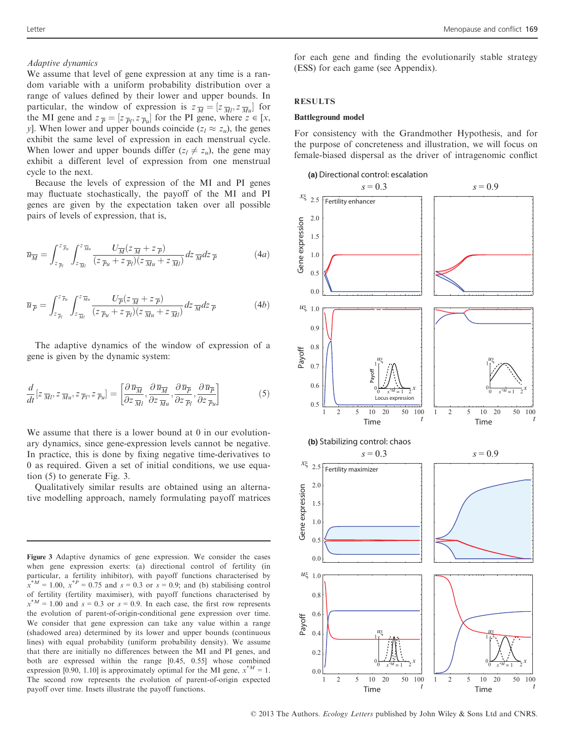*Adaptive dynamics*

We assume that level of gene expression at any time is a random variable with a uniform probability distribution over a range of values defined by their lower and upper bounds. In particular, the window of expression is $z_{\overline{M}} = [z_{\overline{M}l}, z_{\overline{M}u}]$ for the MI gene and $z_{\overline{P}} = [z_{\overline{P}l}, z_{\overline{P}u}]$ for the PI gene, where $z \in [x, y]$. When lower and upper bounds coincide ($z_l \approx z_u$), the genes exhibit the same level of expression in each menstrual cycle. When lower and upper bounds differ ($z_l \neq z_u$), the gene may exhibit a different level of expression from one menstrual cycle to the next.

Because the levels of expression of the MI and PI genes may fluctuate stochastically, the payoff of the MI and PI genes are given by the expectation taken over all possible pairs of levels of expression, that is,

$$\overline{u}_{\overline{M}} = \int_{z_{\overline{P}l}}^{z_{\overline{P}u}} \int_{z_{\overline{M}l}}^{z_{\overline{M}u}} \frac{U_{\overline{M}}(z_{\overline{M}} + z_{\overline{P}})}{(z_{\overline{P}u} + z_{\overline{P}l})(z_{\overline{M}u} + z_{\overline{M}l})} dz_{\overline{M}} dz_{\overline{P}} \tag{4a}$$

$$\overline{u}_{\overline{P}} = \int_{z_{\overline{P}l}}^{z_{\overline{P}u}} \int_{z_{\overline{M}l}}^{z_{\overline{M}u}} \frac{U_{\overline{P}}(z_{\overline{M}} + z_{\overline{P}})}{(z_{\overline{P}u} + z_{\overline{P}l})(z_{\overline{M}u} + z_{\overline{M}l})} dz_{\overline{M}} dz_{\overline{P}} \tag{4b}$$

The adaptive dynamics of the window of expression of a gene is given by the dynamic system:

$$\frac{d}{dt}[z_{\overline{M}l}, z_{\overline{M}u}, z_{\overline{P}l}, z_{\overline{P}u}] = \left[\frac{\partial \overline{u}_{\overline{M}}}{\partial z_{\overline{M}l}}, \frac{\partial \overline{u}_{\overline{M}}}{\partial z_{\overline{M}u}}, \frac{\partial \overline{u}_{\overline{P}}}{\partial z_{\overline{P}l}}, \frac{\partial \overline{u}_{\overline{P}}}{\partial z_{\overline{P}u}}\right] \tag{5}$$

We assume that there is a lower bound at 0 in our evolutionary dynamics, since gene-expression levels cannot be negative. In practice, this is done by fixing negative time-derivatives to 0 as required. Given a set of initial conditions, we use equation (5) to generate Fig. 3.

Qualitatively similar results are obtained using an alternative modelling approach, namely formulating payoff matrices for each gene and finding the evolutionarily stable strategy (ESS) for each game (see Appendix).

## RESULTS

### Battleground model

For consistency with the Grandmother Hypothesis, and for the purpose of concreteness and illustration, we will focus on female-biased dispersal as the driver of intragenomic conflict

Figure 3 Adaptive dynamics of gene expression. We consider the cases when gene expression exerts: (a) directional control of fertility (in particular, a fertility inhibitor), with payoff functions characterised by $x^{*M} = 1.00$, $x^{*P} = 0.75$ and $s = 0.3$ or $s = 0.9$; and (b) stabilizing control of fertility (fertility maximiser), with payoff functions characterised by $x^{*M} = 1.00$ and $s = 0.3$ or $s = 0.9$. In each case, the first row represents the evolution of parent-of-origin-conditional gene expression over time. We consider that gene expression can take any value within a range (shadowed area) determined by its lower and upper bounds (continuous lines) with equal probability (uniform probability density). We assume that there are initially no differences between the MI and PI genes, and both are expressed within the range [0.45, 0.55] whose combined expression [0.90, 1.10] is approximately optimal for the MI gene, $x^{*M} = 1$. The second row represents the evolution of parent-of-origin expected payoff over time. Insets illustrate the payoff functions.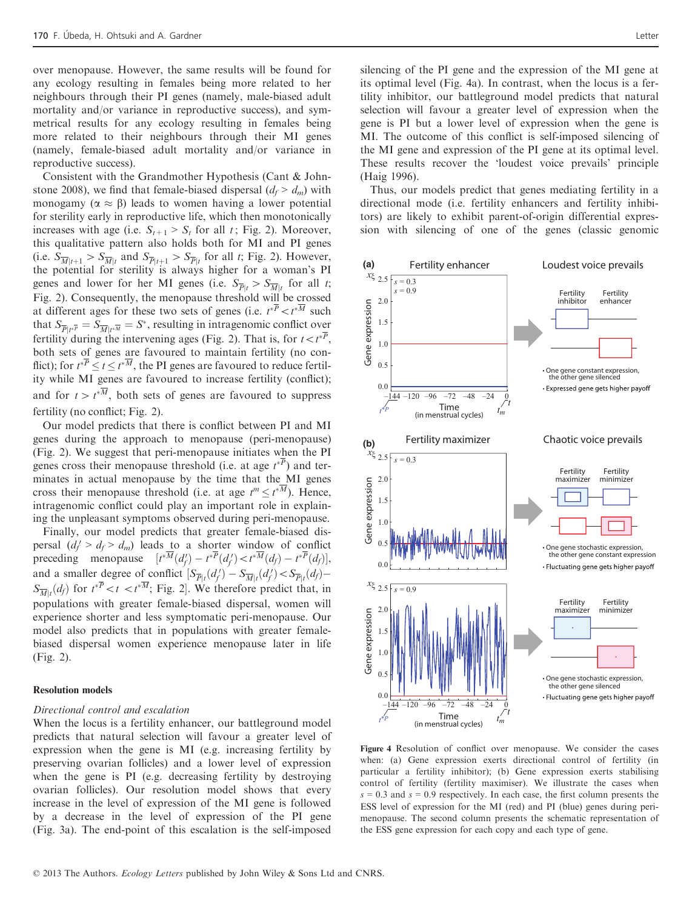over menopause. However, the same results will be found for any ecology resulting in females being more related to her neighbours through their PI genes (namely, male-biased adult mortality and/or variance in reproductive success), and symmetrical results for any ecology resulting in females being more related to their neighbours through their MI genes (namely, female-biased adult mortality and/or variance in reproductive success).

Consistent with the Grandmother Hypothesis (Cant & Johnstone 2008), we find that female-biased dispersal ($d_f > d_m$) with monogamy ($\alpha \approx \beta$) leads to women having a lower potential for sterility early in reproductive life, which then monotonically increases with age (i.e. $S_{t+1} > S_t$ for all $t$; Fig. 2). Moreover, this qualitative pattern also holds both for MI and PI genes (i.e. $S_{\overline{M}|t+1} > S_{\overline{M}|t}$ and $S_{\overline{P}|t+1} > S_{\overline{P}|t}$ for all $t$; Fig. 2). However, the potential for sterility is always higher for a woman's PI genes and lower for her MI genes (i.e. $S_{\overline{P}|t} > S_{\overline{M}|t}$ for all $t$; Fig. 2). Consequently, the menopause threshold will be crossed at different ages for these two sets of genes (i.e. $t^{*\overline{P}} < t^{*\overline{M}}$ such that $S_{\overline{P}|t^{*\overline{P}}} = S_{\overline{M}|t^{*\overline{M}}} = S^*$, resulting in intragenomic conflict over fertility during the intervening ages (Fig. 2). That is, for $t < t^{*\overline{P}}$, both sets of genes are favoured to maintain fertility (no conflict); for $t^{*\overline{P}} \leq t \leq t^{*\overline{M}}$, the PI genes are favoured to reduce fertility while MI genes are favoured to increase fertility (conflict); and for $t > t^{*\overline{M}}$, both sets of genes are favoured to suppress fertility (no conflict; Fig. 2).

Our model predicts that there is conflict between PI and MI genes during the approach to menopause (peri-menopause) (Fig. 2). We suggest that peri-menopause initiates when the PI genes cross their menopause threshold (i.e. at age $t^{*\overline{P}}$) and terminates in actual menopause by the time that the MI genes cross their menopause threshold (i.e. at age $t^m \leq t^{*\overline{M}}$). Hence, intragenomic conflict could play an important role in explaining the unpleasant symptoms observed during peri-menopause.

Finally, our model predicts that greater female-biased dispersal ($d_f' > d_f > d_m$) leads to a shorter window of conflict preceding menopause $[t^{*\overline{M}}(d_f') - t^{*\overline{P}}(d_f') < t^{*\overline{M}}(d_f) - t^{*\overline{P}}(d_f)]$, and a smaller degree of conflict $[S_{\overline{P}|t}(d_f') - S_{\overline{M}|t}(d_f') < S_{\overline{P}|t}(d_f) - S_{\overline{M}|t}(d_f)$ for $t^{*\overline{P}} < t < t^{*\overline{M}}$; Fig. 2]. We therefore predict that, in populations with greater female-biased dispersal, women will experience shorter and less symptomatic peri-menopause. Our model also predicts that in populations with greater female-biased dispersal women experience menopause later in life (Fig. 2).

## Resolution models

*Directional control and escalation*

When the locus is a fertility enhancer, our battleground model predicts that natural selection will favour a greater level of expression when the gene is MI (e.g. increasing fertility by preserving ovarian follicles) and a lower level of expression when the gene is PI (e.g. decreasing fertility by destroying ovarian follicles). Our resolution model shows that every increase in the level of expression of the MI gene is followed by a decrease in the level of expression of the PI gene (Fig. 3a). The end-point of this escalation is the self-imposed silencing of the PI gene and the expression of the MI gene at its optimal level (Fig. 4a). In contrast, when the locus is a fertility inhibitor, our battleground model predicts that natural selection will favour a greater level of expression when the gene is PI but a lower level of expression when the gene is MI. The outcome of this conflict is self-imposed silencing of the MI gene and expression of the PI gene at its optimal level. These results recover the 'loudest voice prevails' principle (Haig 1996).

Thus, our models predict that genes mediating fertility in a directional mode (i.e. fertility enhancers and fertility inhibitors) are likely to exhibit parent-of-origin differential expression with silencing of one of the genes (classic genomic

Figure 4 Resolution of conflict over menopause. We consider the cases when: (a) Gene expression exerts directional control of fertility (in particular a fertility inhibitor); (b) Gene expression exerts stabilising control of fertility (fertility maximiser). We illustrate the cases when $s = 0.3$ and $s = 0.9$ respectively. In each case, the first column presents the ESS level of expression for the MI (red) and PI (blue) genes during peri-menopause. The second column presents the schematic representation of the ESS gene expression for each copy and each type of gene.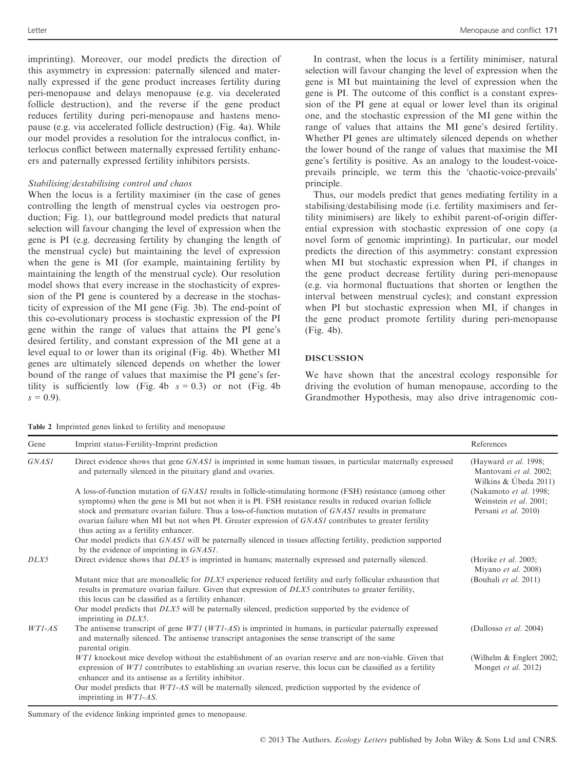imprinting). Moreover, our model predicts the direction of this asymmetry in expression: paternally silenced and maternally expressed if the gene product increases fertility during peri-menopause and delays menopause (e.g. via decelerated follicle destruction), and the reverse if the gene product reduces fertility during peri-menopause and hastens menopause (e.g. via accelerated follicle destruction) (Fig. 4a). While our model provides a resolution for the intralocus conflict, interlocus conflict between maternally expressed fertility enhancers and paternally expressed fertility inhibitors persists.

### *Stabilising/destabilising control and chaos*

When the locus is a fertility maximiser (in the case of genes controlling the length of menstrual cycles via oestrogen production; Fig. 1), our battleground model predicts that natural selection will favour changing the level of expression when the gene is PI (e.g. decreasing fertility by changing the length of the menstrual cycle) but maintaining the level of expression when the gene is MI (for example, maintaining fertility by maintaining the length of the menstrual cycle). Our resolution model shows that every increase in the stochasticity of expression of the PI gene is countered by a decrease in the stochasticity of expression of the MI gene (Fig. 3b). The end-point of this co-evolutionary process is stochastic expression of the PI gene within the range of values that attains the PI gene's desired fertility, and constant expression of the MI gene at a level equal to or lower than its original (Fig. 4b). Whether MI genes are ultimately silenced depends on whether the lower bound of the range of values that maximise the PI gene's fertility is sufficiently low (Fig. 4b $s = 0.3$) or not (Fig. 4b $s = 0.9$).

In contrast, when the locus is a fertility minimiser, natural selection will favour changing the level of expression when the gene is MI but maintaining the level of expression when the gene is PI. The outcome of this conflict is a constant expression of the PI gene at equal or lower level than its original one, and the stochastic expression of the MI gene within the range of values that attains the MI gene's desired fertility. Whether PI genes are ultimately silenced depends on whether the lower bound of the range of values that maximise the MI gene's fertility is positive. As an analogy to the loudest-voice-prevails principle, we term this the 'chaotic-voice-prevails' principle.

Thus, our models predict that genes mediating fertility in a stabilising/destabilising mode (i.e. fertility maximisers and fertility minimisers) are likely to exhibit parent-of-origin differential expression with stochastic expression of one copy (a novel form of genomic imprinting). In particular, our model predicts the direction of this asymmetry: constant expression when MI but stochastic expression when PI, if changes in the gene product decrease fertility during peri-menopause (e.g. via hormonal fluctuations that shorten or lengthen the interval between menstrual cycles); and constant expression when PI but stochastic expression when MI, if changes in the gene product promote fertility during peri-menopause (Fig. 4b).

## DISCUSSION

We have shown that the ancestral ecology responsible for driving the evolution of human menopause, according to the Grandmother Hypothesis, may also drive intragenomic con-

**Table 2** Imprinted genes linked to fertility and menopause

| Gene | Imprint status-Fertility-Imprint prediction | References |
|---|---|---|
| *GNAS1* | Direct evidence shows that gene *GNAS1* is imprinted in some human tissues, in particular maternally expressed and paternally silenced in the pituitary gland and ovaries. | (Hayward *et al.* 1998; Mantovani *et al.* 2002; Wilkins & Úbeda 2011) |
| | A loss-of-function mutation of *GNAS1* results in follicle-stimulating hormone (FSH) resistance (among other symptoms) when the gene is MI but not when it is PI. FSH resistance results in reduced ovarian follicle stock and premature ovarian failure. Thus a loss-of-function mutation of *GNAS1* results in premature ovarian failure when MI but not when PI. Greater expression of *GNAS1* contributes to greater fertility thus acting as a fertility enhancer. | (Nakamoto *et al.* 1998; Weinstein *et al.* 2001; Persani *et al.* 2010) |
| | Our model predicts that *GNAS1* will be paternally silenced in tissues affecting fertility, prediction supported by the evidence of imprinting in *GNAS1*. | |
| *DLX5* | Direct evidence shows that *DLX5* is imprinted in humans; maternally expressed and paternally silenced. | (Horike *et al.* 2005; Miyano *et al.* 2008) |
| | Mutant mice that are monoallelic for *DLX5* experience reduced fertility and early follicular exhaustion that results in premature ovarian failure. Given that expression of *DLX5* contributes to greater fertility, this locus can be classified as a fertility enhancer. | (Bouhali *et al.* 2011) |
| | Our model predicts that *DLX5* will be paternally silenced, prediction supported by the evidence of imprinting in *DLX5*. | |
| *WT1-AS* | The antisense transcript of gene *WT1* (*WT1-AS*) is imprinted in humans, in particular paternally expressed and maternally silenced. The antisense transcript antagonises the sense transcript of the same parental origin. | (Dallosso *et al.* 2004) |
| | *WT1* knockout mice develop without the establishment of an ovarian reserve and are non-viable. Given that expression of *WT1* contributes to establishing an ovarian reserve, this locus can be classified as a fertility enhancer and its antisense as a fertility inhibitor. | (Wilhelm & Englert 2002; Monget *et al.* 2012) |
| | Our model predicts that *WT1-AS* will be maternally silenced, prediction supported by the evidence of imprinting in *WT1-AS*. | |

Summary of the evidence linking imprinted genes to menopause.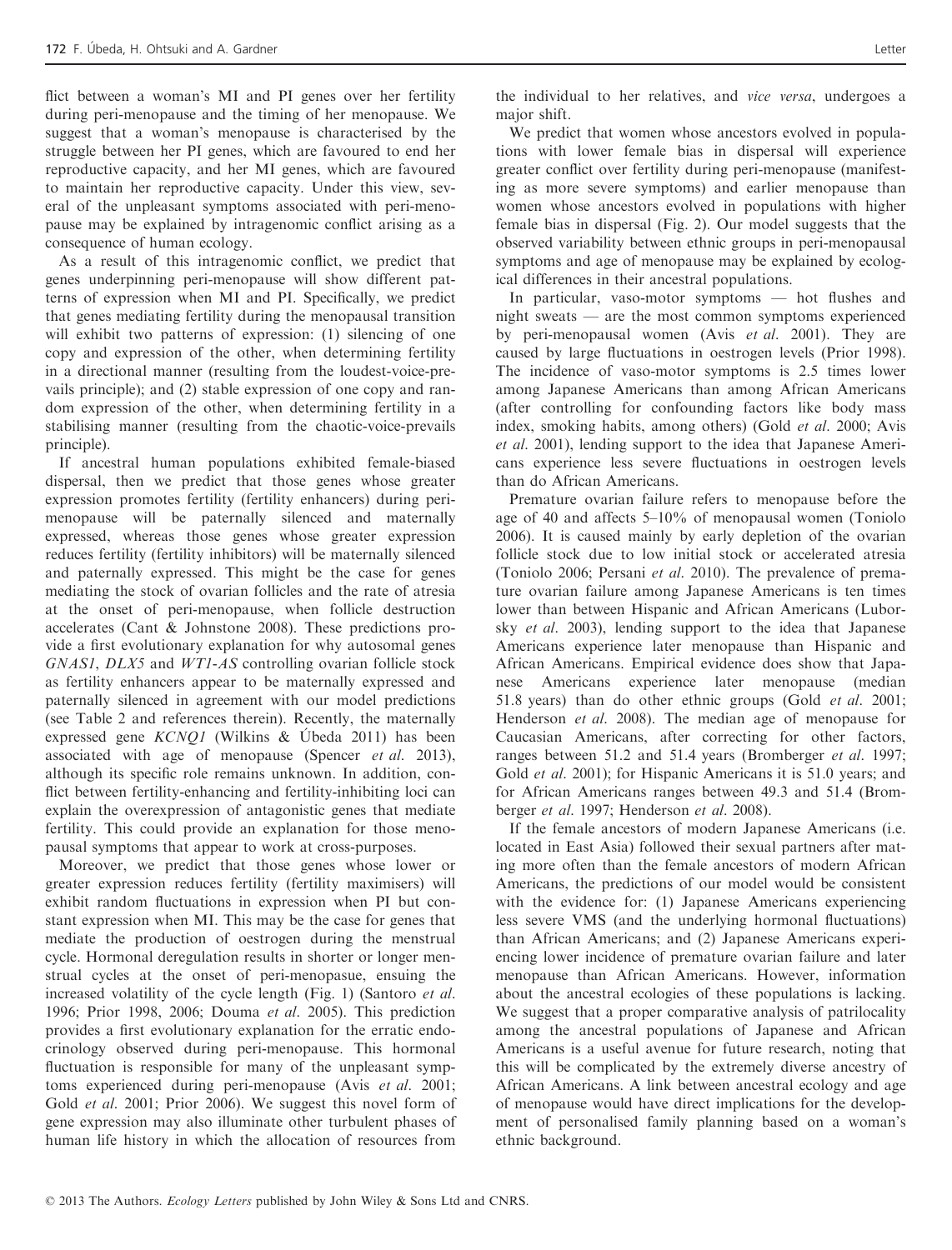flict between a woman's MI and PI genes over her fertility during peri-menopause and the timing of her menopause. We suggest that a woman's menopause is characterised by the struggle between her PI genes, which are favoured to end her reproductive capacity, and her MI genes, which are favoured to maintain her reproductive capacity. Under this view, several of the unpleasant symptoms associated with peri-menopause may be explained by intragenomic conflict arising as a consequence of human ecology.

As a result of this intragenomic conflict, we predict that genes underpinning peri-menopause will show different patterns of expression when MI and PI. Specifically, we predict that genes mediating fertility during the menopausal transition will exhibit two patterns of expression: (1) silencing of one copy and expression of the other, when determining fertility in a directional manner (resulting from the loudest-voice-prevails principle); and (2) stable expression of one copy and random expression of the other, when determining fertility in a stabilising manner (resulting from the chaotic-voice-prevails principle).

If ancestral human populations exhibited female-biased dispersal, then we predict that those genes whose greater expression promotes fertility (fertility enhancers) during peri-menopause will be paternally silenced and maternally expressed, whereas those genes whose greater expression reduces fertility (fertility inhibitors) will be maternally silenced and paternally expressed. This might be the case for genes mediating the stock of ovarian follicles and the rate of atresia at the onset of peri-menopause, when follicle destruction accelerates (Cant & Johnstone 2008). These predictions provide a first evolutionary explanation for why autosomal genes *GNAS1*, *DLX5* and *WT1-AS* controlling ovarian follicle stock as fertility enhancers appear to be maternally expressed and paternally silenced in agreement with our model predictions (see Table 2 and references therein). Recently, the maternally expressed gene *KCNQ1* (Wilkins & Úbeda 2011) has been associated with age of menopause (Spencer *et al.* 2013), although its specific role remains unknown. In addition, conflict between fertility-enhancing and fertility-inhibiting loci can explain the overexpression of antagonistic genes that mediate fertility. This could provide an explanation for those menopausal symptoms that appear to work at cross-purposes.

Moreover, we predict that those genes whose lower or greater expression reduces fertility (fertility maximisers) will exhibit random fluctuations in expression when PI but constant expression when MI. This may be the case for genes that mediate the production of oestrogen during the menstrual cycle. Hormonal deregulation results in shorter or longer menstrual cycles at the onset of peri-menopasue, ensuing the increased volatility of the cycle length (Fig. 1) (Santoro *et al.* 1996; Prior 1998, 2006; Douma *et al.* 2005). This prediction provides a first evolutionary explanation for the erratic endocrinology observed during peri-menopause. This hormonal fluctuation is responsible for many of the unpleasant symptoms experienced during peri-menopause (Avis *et al.* 2001; Gold *et al.* 2001; Prior 2006). We suggest this novel form of gene expression may also illuminate other turbulent phases of human life history in which the allocation of resources from the individual to her relatives, and *vice versa*, undergoes a major shift.

We predict that women whose ancestors evolved in populations with lower female bias in dispersal will experience greater conflict over fertility during peri-menopause (manifesting as more severe symptoms) and earlier menopause than women whose ancestors evolved in populations with higher female bias in dispersal (Fig. 2). Our model suggests that the observed variability between ethnic groups in peri-menopausal symptoms and age of menopause may be explained by ecological differences in their ancestral populations.

In particular, vaso-motor symptoms — hot flushes and night sweats — are the most common symptoms experienced by peri-menopausal women (Avis *et al.* 2001). They are caused by large fluctuations in oestrogen levels (Prior 1998). The incidence of vaso-motor symptoms is 2.5 times lower among Japanese Americans than among African Americans (after controlling for confounding factors like body mass index, smoking habits, among others) (Gold *et al.* 2000; Avis *et al.* 2001), lending support to the idea that Japanese Americans experience less severe fluctuations in oestrogen levels than do African Americans.

Premature ovarian failure refers to menopause before the age of 40 and affects 5–10% of menopausal women (Toniolo 2006). It is caused mainly by early depletion of the ovarian follicle stock due to low initial stock or accelerated atresia (Toniolo 2006; Persani *et al.* 2010). The prevalence of premature ovarian failure among Japanese Americans is ten times lower than between Hispanic and African Americans (Luborsky *et al.* 2003), lending support to the idea that Japanese Americans experience later menopause than Hispanic and African Americans. Empirical evidence does show that Japanese Americans experience later menopause (median 51.8 years) than do other ethnic groups (Gold *et al.* 2001; Henderson *et al.* 2008). The median age of menopause for Caucasian Americans, after correcting for other factors, ranges between 51.2 and 51.4 years (Bromberger *et al.* 1997; Gold *et al.* 2001); for Hispanic Americans it is 51.0 years; and for African Americans ranges between 49.3 and 51.4 (Bromberger *et al.* 1997; Henderson *et al.* 2008).

If the female ancestors of modern Japanese Americans (i.e. located in East Asia) followed their sexual partners after mating more often than the female ancestors of modern African Americans, the predictions of our model would be consistent with the evidence for: (1) Japanese Americans experiencing less severe VMS (and the underlying hormonal fluctuations) than African Americans; and (2) Japanese Americans experiencing lower incidence of premature ovarian failure and later menopause than African Americans. However, information about the ancestral ecologies of these populations is lacking. We suggest that a proper comparative analysis of patrilocality among the ancestral populations of Japanese and African Americans is a useful avenue for future research, noting that this will be complicated by the extremely diverse ancestry of African Americans. A link between ancestral ecology and age of menopause would have direct implications for the development of personalised family planning based on a woman's ethnic background.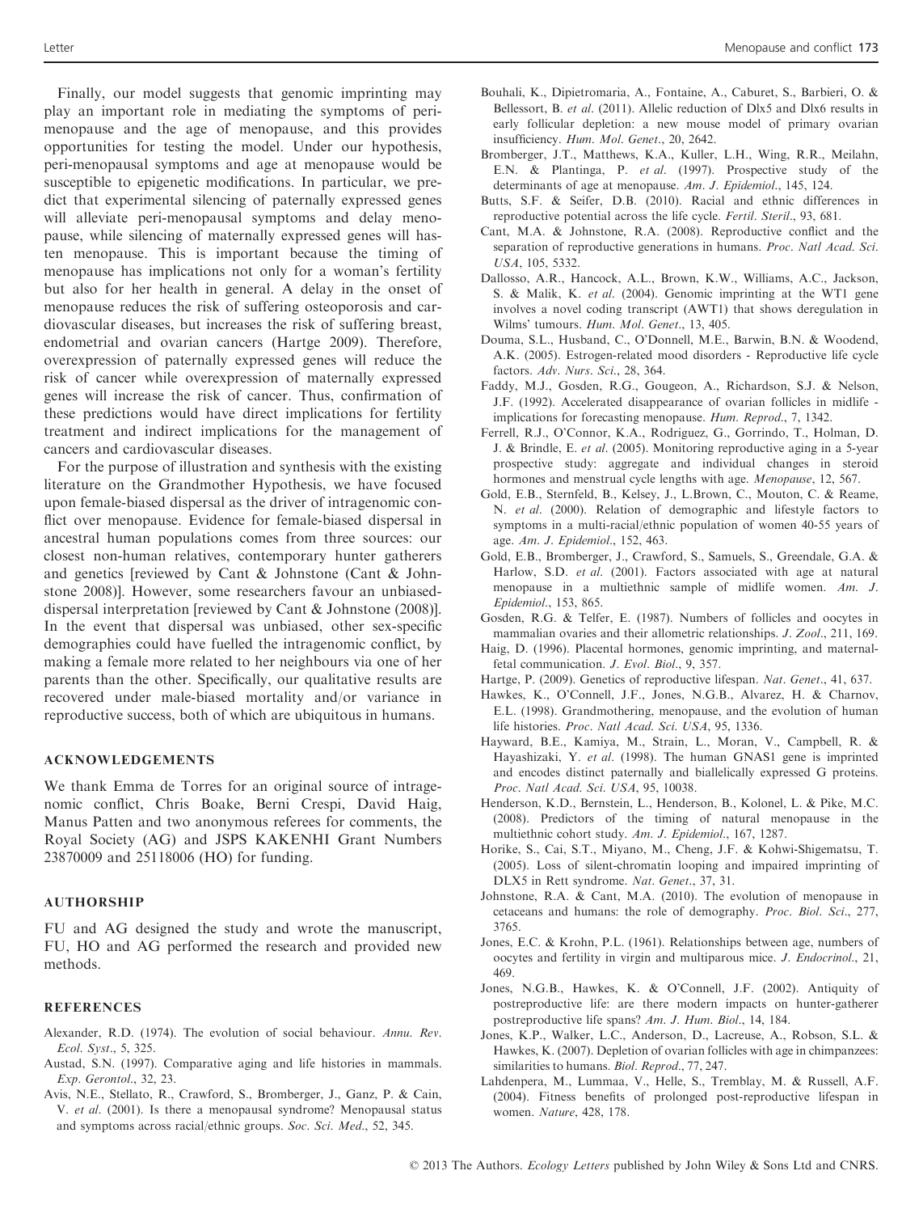Finally, our model suggests that genomic imprinting may play an important role in mediating the symptoms of peri-menopause and the age of menopause, and this provides opportunities for testing the model. Under our hypothesis, peri-menopausal symptoms and age at menopause would be susceptible to epigenetic modifications. In particular, we predict that experimental silencing of paternally expressed genes will alleviate peri-menopausal symptoms and delay menopause, while silencing of maternally expressed genes will hasten menopause. This is important because the timing of menopause has implications not only for a woman's fertility but also for her health in general. A delay in the onset of menopause reduces the risk of suffering osteoporosis and cardiovascular diseases, but increases the risk of suffering breast, endometrial and ovarian cancers (Hartge 2009). Therefore, overexpression of paternally expressed genes will reduce the risk of cancer while overexpression of maternally expressed genes will increase the risk of cancer. Thus, confirmation of these predictions would have direct implications for fertility treatment and indirect implications for the management of cancers and cardiovascular diseases.

For the purpose of illustration and synthesis with the existing literature on the Grandmother Hypothesis, we have focused upon female-biased dispersal as the driver of intragenomic conflict over menopause. Evidence for female-biased dispersal in ancestral human populations comes from three sources: our closest non-human relatives, contemporary hunter gatherers and genetics [reviewed by Cant & Johnstone (Cant & Johnstone 2008)]. However, some researchers favour an unbiased-dispersal interpretation [reviewed by Cant & Johnstone (2008)]. In the event that dispersal was unbiased, other sex-specific demographies could have fuelled the intragenomic conflict, by making a female more related to her neighbours via one of her parents than the other. Specifically, our qualitative results are recovered under male-biased mortality and/or variance in reproductive success, both of which are ubiquitous in humans.

## ACKNOWLEDGEMENTS

We thank Emma de Torres for an original source of intragenomic conflict, Chris Boake, Berni Crespi, David Haig, Manus Patten and two anonymous referees for comments, the Royal Society (AG) and JSPS KAKENHI Grant Numbers 23870009 and 25118006 (HO) for funding.

## AUTHORSHIP

FU and AG designed the study and wrote the manuscript, FU, HO and AG performed the research and provided new methods.

## REFERENCES

Alexander, R.D. (1974). The evolution of social behaviour. *Annu. Rev. Ecol. Syst.*, 5, 325.

Austad, S.N. (1997). Comparative aging and life histories in mammals. *Exp. Gerontol.*, 32, 23.

Avis, N.E., Stellato, R., Crawford, S., Bromberger, J., Ganz, P. & Cain, V. *et al.* (2001). Is there a menopausal syndrome? Menopausal status and symptoms across racial/ethnic groups. *Soc. Sci. Med.*, 52, 345.

Bouhali, K., Dipietromaria, A., Fontaine, A., Caburet, S., Barbieri, O. & Bellessort, B. *et al.* (2011). Allelic reduction of Dlx5 and Dlx6 results in early follicular depletion: a new mouse model of primary ovarian insufficiency. *Hum. Mol. Genet.*, 20, 2642.

Bromberger, J.T., Matthews, K.A., Kuller, L.H., Wing, R.R., Meilahn, E.N. & Plantinga, P. *et al.* (1997). Prospective study of the determinants of age at menopause. *Am. J. Epidemiol.*, 145, 124.

Butts, S.F. & Seifer, D.B. (2010). Racial and ethnic differences in reproductive potential across the life cycle. *Fertil. Steril.*, 93, 681.

Cant, M.A. & Johnstone, R.A. (2008). Reproductive conflict and the separation of reproductive generations in humans. *Proc. Natl Acad. Sci. USA*, 105, 5332.

Dallosso, A.R., Hancock, A.L., Brown, K.W., Williams, A.C., Jackson, S. & Malik, K. *et al.* (2004). Genomic imprinting at the WT1 gene involves a novel coding transcript (AWT1) that shows deregulation in Wilms' tumours. *Hum. Mol. Genet.*, 13, 405.

Douma, S.L., Husband, C., O'Donnell, M.E., Barwin, B.N. & Woodend, A.K. (2005). Estrogen-related mood disorders - Reproductive life cycle factors. *Adv. Nurs. Sci.*, 28, 364.

Faddy, M.J., Gosden, R.G., Gougeon, A., Richardson, S.J. & Nelson, J.F. (1992). Accelerated disappearance of ovarian follicles in midlife - implications for forecasting menopause. *Hum. Reprod.*, 7, 1342.

Ferrell, R.J., O'Connor, K.A., Rodriguez, G., Gorrindo, T., Holman, D. J. & Brindle, E. *et al.* (2005). Monitoring reproductive aging in a 5-year prospective study: aggregate and individual changes in steroid hormones and menstrual cycle lengths with age. *Menopause*, 12, 567.

Gold, E.B., Sternfeld, B., Kelsey, J., L.Brown, C., Mouton, C. & Reame, N. *et al.* (2000). Relation of demographic and lifestyle factors to symptoms in a multi-racial/ethnic population of women 40-55 years of age. *Am. J. Epidemiol.*, 152, 463.

Gold, E.B., Bromberger, J., Crawford, S., Samuels, S., Greendale, G.A. & Harlow, S.D. *et al.* (2001). Factors associated with age at natural menopause in a multiethnic sample of midlife women. *Am. J. Epidemiol.*, 153, 865.

Gosden, R.G. & Telfer, E. (1987). Numbers of follicles and oocytes in mammalian ovaries and their allometric relationships. *J. Zool.*, 211, 169.

Haig, D. (1996). Placental hormones, genomic imprinting, and maternal-fetal communication. *J. Evol. Biol.*, 9, 357.

Hartge, P. (2009). Genetics of reproductive lifespan. *Nat. Genet.*, 41, 637.

Hawkes, K., O'Connell, J.F., Jones, N.G.B., Alvarez, H. & Charnov, E.L. (1998). Grandmothering, menopause, and the evolution of human life histories. *Proc. Natl Acad. Sci. USA*, 95, 1336.

Hayward, B.E., Kamiya, M., Strain, L., Moran, V., Campbell, R. & Hayashizaki, Y. *et al.* (1998). The human GNAS1 gene is imprinted and encodes distinct paternally and biallelically expressed G proteins. *Proc. Natl Acad. Sci. USA*, 95, 10038.

Henderson, K.D., Bernstein, L., Henderson, B., Kolonel, L. & Pike, M.C. (2008). Predictors of the timing of natural menopause in the multiethnic cohort study. *Am. J. Epidemiol.*, 167, 1287.

Horike, S., Cai, S.T., Miyano, M., Cheng, J.F. & Kohwi-Shigematsu, T. (2005). Loss of silent-chromatin looping and impaired imprinting of DLX5 in Rett syndrome. *Nat. Genet.*, 37, 31.

Johnstone, R.A. & Cant, M.A. (2010). The evolution of menopause in cetaceans and humans: the role of demography. *Proc. Biol. Sci.*, 277, 3765.

Jones, E.C. & Krohn, P.L. (1961). Relationships between age, numbers of oocytes and fertility in virgin and multiparous mice. *J. Endocrinol.*, 21, 469.

Jones, N.G.B., Hawkes, K. & O'Connell, J.F. (2002). Antiquity of postreproductive life: are there modern impacts on hunter-gatherer postreproductive life spans? *Am. J. Hum. Biol.*, 14, 184.

Jones, K.P., Walker, L.C., Anderson, D., Lacreuse, A., Robson, S.L. & Hawkes, K. (2007). Depletion of ovarian follicles with age in chimpanzees: similarities to humans. *Biol. Reprod.*, 77, 247.

Lahdenpera, M., Lummaa, V., Helle, S., Tremblay, M. & Russell, A.F. (2004). Fitness benefits of prolonged post-reproductive lifespan in women. *Nature*, 428, 178.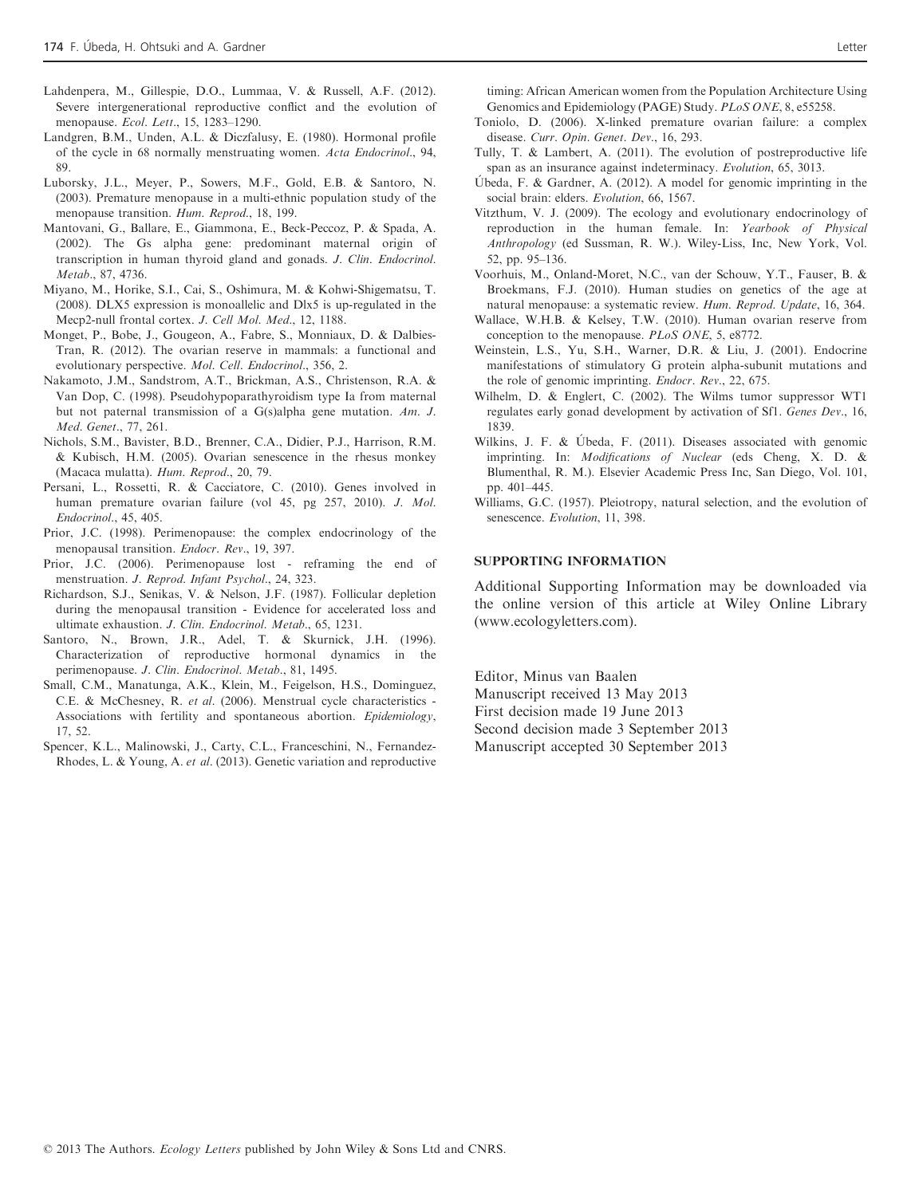Lahdenpera, M., Gillespie, D.O., Lummaa, V. & Russell, A.F. (2012). Severe intergenerational reproductive conflict and the evolution of menopause. *Ecol. Lett.*, 15, 1283–1290.

Landgren, B.M., Unden, A.L. & Diczfalusy, E. (1980). Hormonal profile of the cycle in 68 normally menstruating women. *Acta Endocrinol.*, 94, 89.

Luborsky, J.L., Meyer, P., Sowers, M.F., Gold, E.B. & Santoro, N. (2003). Premature menopause in a multi-ethnic population study of the menopause transition. *Hum. Reprod.*, 18, 199.

Mantovani, G., Ballare, E., Giammona, E., Beck-Peccoz, P. & Spada, A. (2002). The Gs alpha gene: predominant maternal origin of transcription in human thyroid gland and gonads. *J. Clin. Endocrinol. Metab.*, 87, 4736.

Miyano, M., Horike, S.I., Cai, S., Oshimura, M. & Kohwi-Shigematsu, T. (2008). DLX5 expression is monoallelic and Dlx5 is up-regulated in the Mecp2-null frontal cortex. *J. Cell Mol. Med.*, 12, 1188.

Monget, P., Bobe, J., Gougeon, A., Fabre, S., Monniaux, D. & Dalbies-Tran, R. (2012). The ovarian reserve in mammals: a functional and evolutionary perspective. *Mol. Cell. Endocrinol.*, 356, 2.

Nakamoto, J.M., Sandstrom, A.T., Brickman, A.S., Christenson, R.A. & Van Dop, C. (1998). Pseudohypoparathyroidism type Ia from maternal but not paternal transmission of a G(s)alpha gene mutation. *Am. J. Med. Genet.*, 77, 261.

Nichols, S.M., Bavister, B.D., Brenner, C.A., Didier, P.J., Harrison, R.M. & Kubisch, H.M. (2005). Ovarian senescence in the rhesus monkey (Macaca mulatta). *Hum. Reprod.*, 20, 79.

Persani, L., Rossetti, R. & Cacciatore, C. (2010). Genes involved in human premature ovarian failure (vol 45, pg 257, 2010). *J. Mol. Endocrinol.*, 45, 405.

Prior, J.C. (1998). Perimenopause: the complex endocrinology of the menopausal transition. *Endocr. Rev.*, 19, 397.

Prior, J.C. (2006). Perimenopause lost - reframing the end of menstruation. *J. Reprod. Infant Psychol.*, 24, 323.

Richardson, S.J., Senikas, V. & Nelson, J.F. (1987). Follicular depletion during the menopausal transition - Evidence for accelerated loss and ultimate exhaustion. *J. Clin. Endocrinol. Metab.*, 65, 1231.

Santoro, N., Brown, J.R., Adel, T. & Skurnick, J.H. (1996). Characterization of reproductive hormonal dynamics in the perimenopause. *J. Clin. Endocrinol. Metab.*, 81, 1495.

Small, C.M., Manatunga, A.K., Klein, M., Feigelson, H.S., Dominguez, C.E. & McChesney, R. *et al.* (2006). Menstrual cycle characteristics - Associations with fertility and spontaneous abortion. *Epidemiology*, 17, 52.

Spencer, K.L., Malinowski, J., Carty, C.L., Franceschini, N., Fernandez-Rhodes, L. & Young, A. *et al.* (2013). Genetic variation and reproductive timing: African American women from the Population Architecture Using Genomics and Epidemiology (PAGE) Study. *PLoS ONE*, 8, e55258.

Toniolo, D. (2006). X-linked premature ovarian failure: a complex disease. *Curr. Opin. Genet. Dev.*, 16, 293.

Tully, T. & Lambert, A. (2011). The evolution of postreproductive life span as an insurance against indeterminacy. *Evolution*, 65, 3013.

Úbeda, F. & Gardner, A. (2012). A model for genomic imprinting in the social brain: elders. *Evolution*, 66, 1567.

Vitzthum, V. J. (2009). The ecology and evolutionary endocrinology of reproduction in the human female. In: *Yearbook of Physical Anthropology* (ed Sussman, R. W.). Wiley-Liss, Inc, New York, Vol. 52, pp. 95–136.

Voorhuis, M., Onland-Moret, N.C., van der Schouw, Y.T., Fauser, B. & Broekmans, F.J. (2010). Human studies on genetics of the age at natural menopause: a systematic review. *Hum. Reprod. Update*, 16, 364.

Wallace, W.H.B. & Kelsey, T.W. (2010). Human ovarian reserve from conception to the menopause. *PLoS ONE*, 5, e8772.

Weinstein, L.S., Yu, S.H., Warner, D.R. & Liu, J. (2001). Endocrine manifestations of stimulatory G protein alpha-subunit mutations and the role of genomic imprinting. *Endocr. Rev.*, 22, 675.

Wilhelm, D. & Englert, C. (2002). The Wilms tumor suppressor WT1 regulates early gonad development by activation of Sf1. *Genes Dev.*, 16, 1839.

Wilkins, J. F. & Úbeda, F. (2011). Diseases associated with genomic imprinting. In: *Modifications of Nuclear* (eds Cheng, X. D. & Blumenthal, R. M.). Elsevier Academic Press Inc, San Diego, Vol. 101, pp. 401–445.

Williams, G.C. (1957). Pleiotropy, natural selection, and the evolution of senescence. *Evolution*, 11, 398.

## SUPPORTING INFORMATION

Additional Supporting Information may be downloaded via the online version of this article at Wiley Online Library (www.ecologyletters.com).

Editor, Minus van Baalen
Manuscript received 13 May 2013
First decision made 19 June 2013
Second decision made 3 September 2013
Manuscript accepted 30 September 2013

© 2013 The Authors. *Ecology Letters* published by John Wiley & Sons Ltd and CNRS.